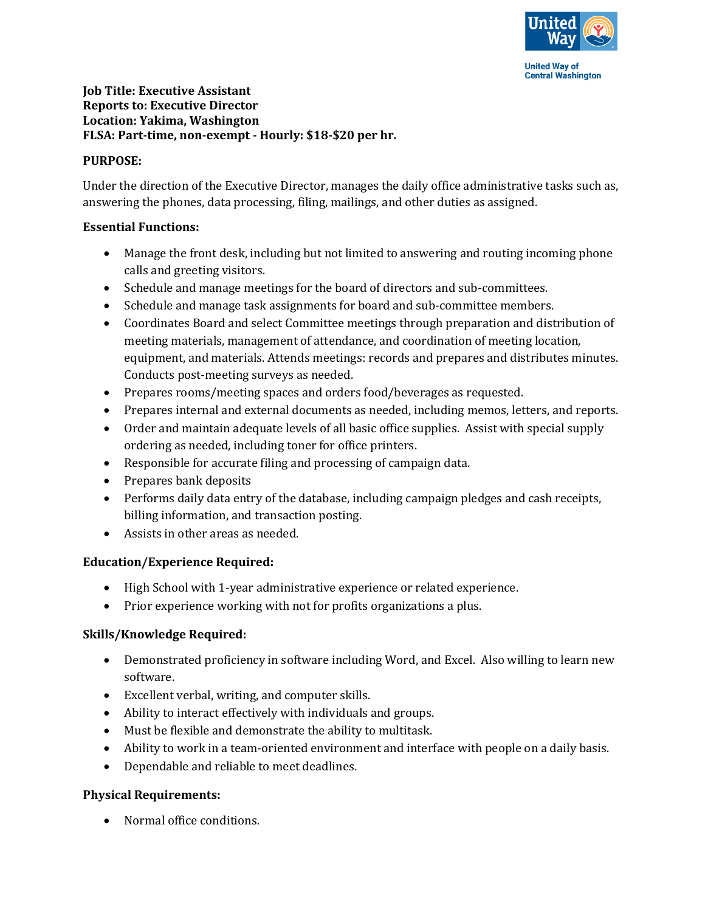United Way of Central Washington

**Job Title: Executive Assistant**
**Reports to: Executive Director**
**Location: Yakima, Washington**
**FLSA: Part-time, non-exempt - Hourly: $18-$20 per hr.**

**PURPOSE:**

Under the direction of the Executive Director, manages the daily office administrative tasks such as, answering the phones, data processing, filing, mailings, and other duties as assigned.

**Essential Functions:**

- Manage the front desk, including but not limited to answering and routing incoming phone calls and greeting visitors.
- Schedule and manage meetings for the board of directors and sub-committees.
- Schedule and manage task assignments for board and sub-committee members.
- Coordinates Board and select Committee meetings through preparation and distribution of meeting materials, management of attendance, and coordination of meeting location, equipment, and materials. Attends meetings: records and prepares and distributes minutes. Conducts post-meeting surveys as needed.
- Prepares rooms/meeting spaces and orders food/beverages as requested.
- Prepares internal and external documents as needed, including memos, letters, and reports.
- Order and maintain adequate levels of all basic office supplies. Assist with special supply ordering as needed, including toner for office printers.
- Responsible for accurate filing and processing of campaign data.
- Prepares bank deposits
- Performs daily data entry of the database, including campaign pledges and cash receipts, billing information, and transaction posting.
- Assists in other areas as needed.

**Education/Experience Required:**

- High School with 1-year administrative experience or related experience.
- Prior experience working with not for profits organizations a plus.

**Skills/Knowledge Required:**

- Demonstrated proficiency in software including Word, and Excel. Also willing to learn new software.
- Excellent verbal, writing, and computer skills.
- Ability to interact effectively with individuals and groups.
- Must be flexible and demonstrate the ability to multitask.
- Ability to work in a team-oriented environment and interface with people on a daily basis.
- Dependable and reliable to meet deadlines.

**Physical Requirements:**

- Normal office conditions.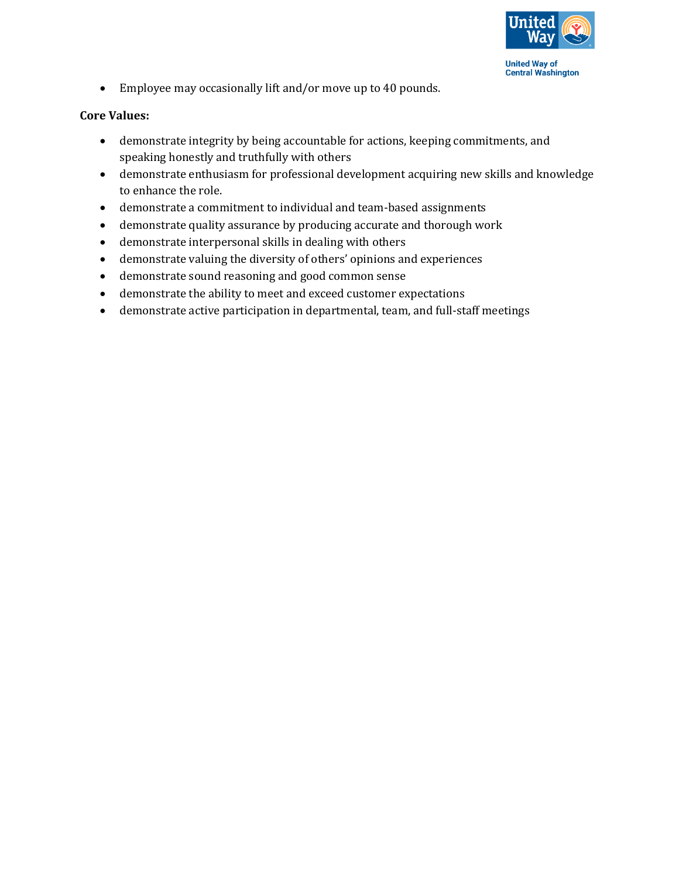- Employee may occasionally lift and/or move up to 40 pounds.

**Core Values:**

- demonstrate integrity by being accountable for actions, keeping commitments, and speaking honestly and truthfully with others
- demonstrate enthusiasm for professional development acquiring new skills and knowledge to enhance the role.
- demonstrate a commitment to individual and team-based assignments
- demonstrate quality assurance by producing accurate and thorough work
- demonstrate interpersonal skills in dealing with others
- demonstrate valuing the diversity of others' opinions and experiences
- demonstrate sound reasoning and good common sense
- demonstrate the ability to meet and exceed customer expectations
- demonstrate active participation in departmental, team, and full-staff meetings